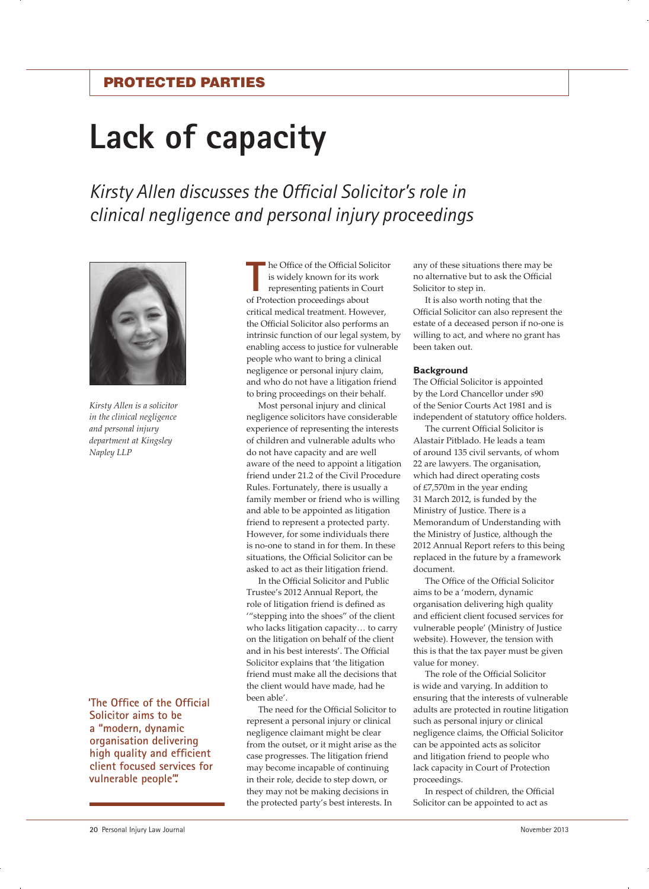PROTECTED PARTIES

# Lack of capacity

*Kirsty Allen discusses the Official Solicitor's role in clinical negligence and personal injury proceedings*

*Kirsty Allen is a solicitor in the clinical negligence and personal injury department at Kingsley Napley LLP*

The Office of the Official Solicitor is widely known for its work representing patients in Court of Protection proceedings about critical medical treatment. However, the Official Solicitor also performs an intrinsic function of our legal system, by enabling access to justice for vulnerable people who want to bring a clinical negligence or personal injury claim, and who do not have a litigation friend to bring proceedings on their behalf.

Most personal injury and clinical negligence solicitors have considerable experience of representing the interests of children and vulnerable adults who do not have capacity and are well aware of the need to appoint a litigation friend under 21.2 of the Civil Procedure Rules. Fortunately, there is usually a family member or friend who is willing and able to be appointed as litigation friend to represent a protected party. However, for some individuals there is no-one to stand in for them. In these situations, the Official Solicitor can be asked to act as their litigation friend.

In the Official Solicitor and Public Trustee's 2012 Annual Report, the role of litigation friend is defined as '"stepping into the shoes" of the client who lacks litigation capacity… to carry on the litigation on behalf of the client and in his best interests'. The Official Solicitor explains that 'the litigation friend must make all the decisions that the client would have made, had he been able'.

The need for the Official Solicitor to represent a personal injury or clinical negligence claimant might be clear from the outset, or it might arise as the case progresses. The litigation friend may become incapable of continuing in their role, decide to step down, or they may not be making decisions in the protected party's best interests. In any of these situations there may be no alternative but to ask the Official Solicitor to step in.

It is also worth noting that the Official Solicitor can also represent the estate of a deceased person if no-one is willing to act, and where no grant has been taken out.

**'The Office of the Official Solicitor aims to be a "modern, dynamic organisation delivering high quality and efficient client focused services for vulnerable people".'**

### Background

The Official Solicitor is appointed by the Lord Chancellor under s90 of the Senior Courts Act 1981 and is independent of statutory office holders.

The current Official Solicitor is Alastair Pitblado. He leads a team of around 135 civil servants, of whom 22 are lawyers. The organisation, which had direct operating costs of £7,570m in the year ending 31 March 2012, is funded by the Ministry of Justice. There is a Memorandum of Understanding with the Ministry of Justice, although the 2012 Annual Report refers to this being replaced in the future by a framework document.

The Office of the Official Solicitor aims to be a 'modern, dynamic organisation delivering high quality and efficient client focused services for vulnerable people' (Ministry of Justice website). However, the tension with this is that the tax payer must be given value for money.

The role of the Official Solicitor is wide and varying. In addition to ensuring that the interests of vulnerable adults are protected in routine litigation such as personal injury or clinical negligence claims, the Official Solicitor can be appointed acts as solicitor and litigation friend to people who lack capacity in Court of Protection proceedings.

In respect of children, the Official Solicitor can be appointed to act as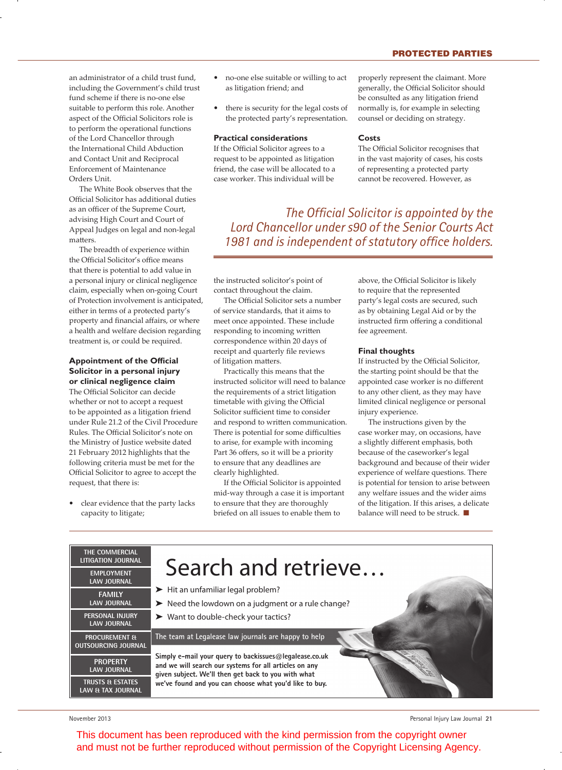an administrator of a child trust fund, including the Government's child trust fund scheme if there is no-one else suitable to perform this role. Another aspect of the Official Solicitors role is to perform the operational functions of the Lord Chancellor through the International Child Abduction and Contact Unit and Reciprocal Enforcement of Maintenance Orders Unit.

The White Book observes that the Official Solicitor has additional duties as an officer of the Supreme Court, advising High Court and Court of Appeal Judges on legal and non-legal matters.

The breadth of experience within the Official Solicitor's office means that there is potential to add value in a personal injury or clinical negligence claim, especially when on-going Court of Protection involvement is anticipated, either in terms of a protected party's property and financial affairs, or where a health and welfare decision regarding treatment is, or could be required.

### Appointment of the Official Solicitor in a personal injury or clinical negligence claim

The Official Solicitor can decide whether or not to accept a request to be appointed as a litigation friend under Rule 21.2 of the Civil Procedure Rules. The Official Solicitor's note on the Ministry of Justice website dated 21 February 2012 highlights that the following criteria must be met for the Official Solicitor to agree to accept the request, that there is:

- clear evidence that the party lacks capacity to litigate;
- no-one else suitable or willing to act as litigation friend; and
- there is security for the legal costs of the protected party's representation.

### Practical considerations

If the Official Solicitor agrees to a request to be appointed as litigation friend, the case will be allocated to a case worker. This individual will be the instructed solicitor's point of contact throughout the claim.

*The Official Solicitor is appointed by the Lord Chancellor under s90 of the Senior Courts Act 1981 and is independent of statutory office holders.*

The Official Solicitor sets a number of service standards, that it aims to meet once appointed. These include responding to incoming written correspondence within 20 days of receipt and quarterly file reviews of litigation matters.

Practically this means that the instructed solicitor will need to balance the requirements of a strict litigation timetable with giving the Official Solicitor sufficient time to consider and respond to written communication. There is potential for some difficulties to arise, for example with incoming Part 36 offers, so it will be a priority to ensure that any deadlines are clearly highlighted.

If the Official Solicitor is appointed mid-way through a case it is important to ensure that they are thoroughly briefed on all issues to enable them to properly represent the claimant. More generally, the Official Solicitor should be consulted as any litigation friend normally is, for example in selecting counsel or deciding on strategy.

### Costs

The Official Solicitor recognises that in the vast majority of cases, his costs of representing a protected party cannot be recovered. However, as above, the Official Solicitor is likely to require that the represented party's legal costs are secured, such as by obtaining Legal Aid or by the instructed firm offering a conditional fee agreement.

### Final thoughts

If instructed by the Official Solicitor, the starting point should be that the appointed case worker is no different to any other client, as they may have limited clinical negligence or personal injury experience.

The instructions given by the case worker may, on occasions, have a slightly different emphasis, both because of the caseworker's legal background and because of their wider experience of welfare questions. There is potential for tension to arise between any welfare issues and the wider aims of the litigation. If this arises, a delicate balance will need to be struck. ■

---

THE COMMERCIAL LITIGATION JOURNAL
EMPLOYMENT LAW JOURNAL
FAMILY LAW JOURNAL
PERSONAL INJURY LAW JOURNAL
PROCUREMENT & OUTSOURCING JOURNAL
PROPERTY LAW JOURNAL
TRUSTS & ESTATES LAW & TAX JOURNAL

## Search and retrieve…

- ➤ Hit an unfamiliar legal problem?
- ➤ Need the lowdown on a judgment or a rule change?
- ➤ Want to double-check your tactics?

The team at Legalease law journals are happy to help

**Simply e-mail your query to backissues@legalease.co.uk and we will search our systems for all articles on any given subject. We'll then get back to you with what we've found and you can choose what you'd like to buy.**

This document has been reproduced with the kind permission from the copyright owner and must not be further reproduced without permission of the Copyright Licensing Agency.